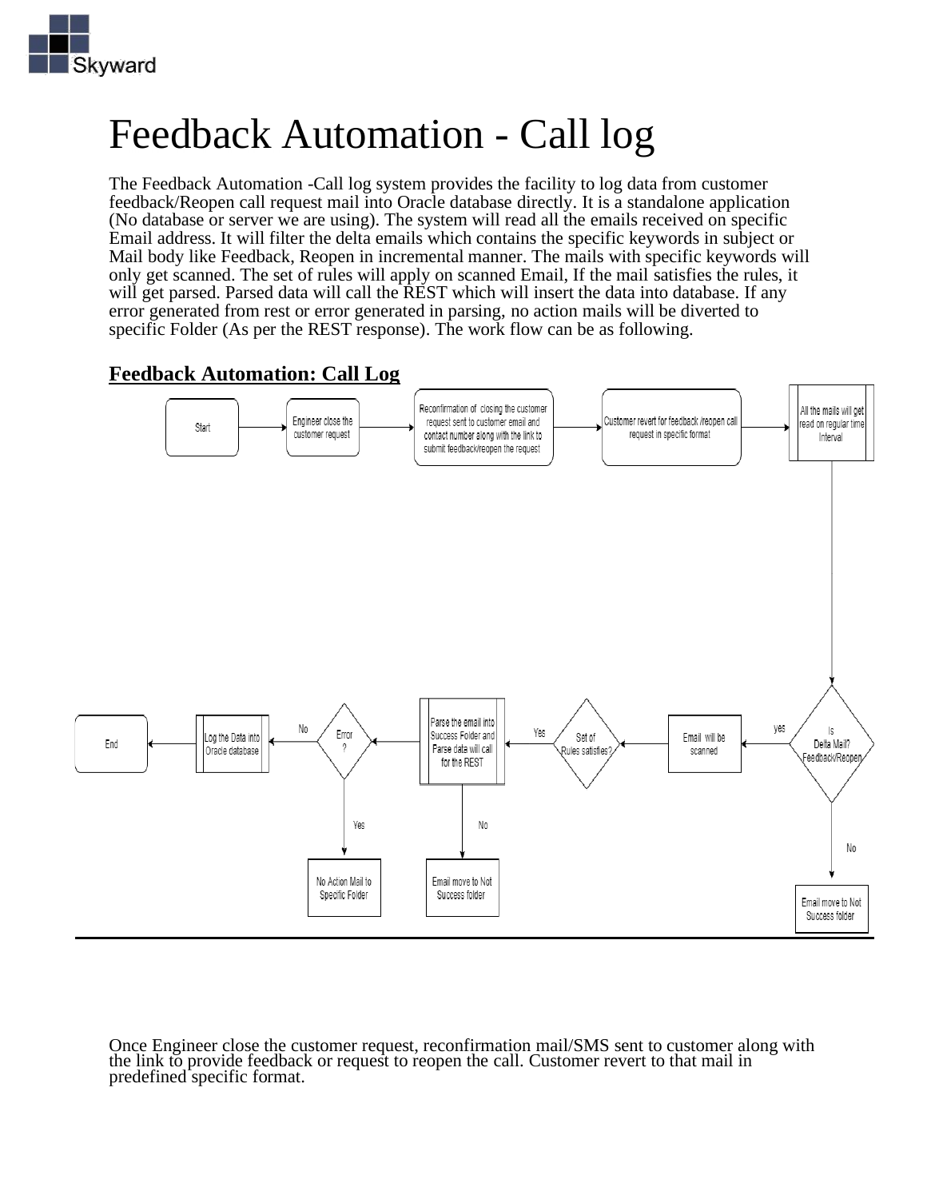# Feedback Automation - Call log

The Feedback Automation -Call log system provides the facility to log data from customer feedback/Reopen call request mail into Oracle database directly. It is a standalone application (No database or server we are using). The system will read all the emails received on specific Email address. It will filter the delta emails which contains the specific keywords in subject or Mail body like Feedback, Reopen in incremental manner. The mails with specific keywords will only get scanned. The set of rules will apply on scanned Email, If the mail satisfies the rules, it will get parsed. Parsed data will call the REST which will insert the data into database. If any error generated from rest or error generated in parsing, no action mails will be diverted to specific Folder (As per the REST response). The work flow can be as following.

**Feedback Automation: Call Log**

- Start
- Engineer close the customer request
- Reconfirmation of closing the customer request sent to customer email and contact number along with the link to submit feedback/reopen the request
- Customer revert for feedback /reopen call request in specific format
- All the mails will get read on regular time Interval
- Is Delta Mail? Feedback/Reopen
  - No → Email move to Not Success folder
  - yes → Email will be scanned
- Set of Rules satisfies?
  - Yes → Parse the email into Success Folder and Parse data will call for the REST
    - No → Email move to Not Success folder
- Error ?
  - Yes → No Action Mail to Specific Folder
  - No → Log the Data into Oracle database
- End

Once Engineer close the customer request, reconfirmation mail/SMS sent to customer along with the link to provide feedback or request to reopen the call. Customer revert to that mail in predefined specific format.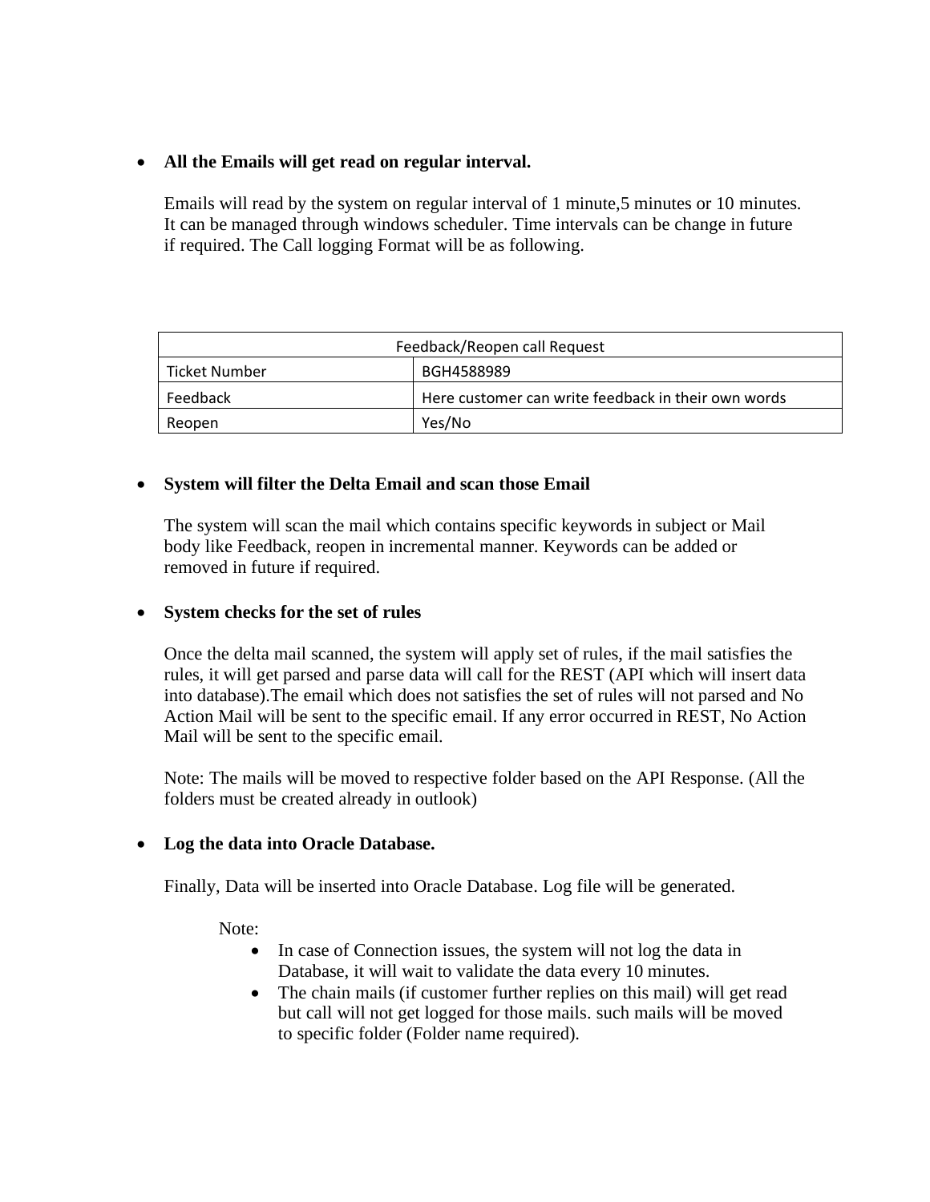- **All the Emails will get read on regular interval.**

  Emails will read by the system on regular interval of 1 minute,5 minutes or 10 minutes. It can be managed through windows scheduler. Time intervals can be change in future if required. The Call logging Format will be as following.

| Feedback/Reopen call Request | |
|---|---|
| Ticket Number | BGH4588989 |
| Feedback | Here customer can write feedback in their own words |
| Reopen | Yes/No |

- **System will filter the Delta Email and scan those Email**

  The system will scan the mail which contains specific keywords in subject or Mail body like Feedback, reopen in incremental manner. Keywords can be added or removed in future if required.

- **System checks for the set of rules**

  Once the delta mail scanned, the system will apply set of rules, if the mail satisfies the rules, it will get parsed and parse data will call for the REST (API which will insert data into database).The email which does not satisfies the set of rules will not parsed and No Action Mail will be sent to the specific email. If any error occurred in REST, No Action Mail will be sent to the specific email.

  Note: The mails will be moved to respective folder based on the API Response. (All the folders must be created already in outlook)

- **Log the data into Oracle Database.**

  Finally, Data will be inserted into Oracle Database. Log file will be generated.

  Note:

  - In case of Connection issues, the system will not log the data in Database, it will wait to validate the data every 10 minutes.
  - The chain mails (if customer further replies on this mail) will get read but call will not get logged for those mails. such mails will be moved to specific folder (Folder name required).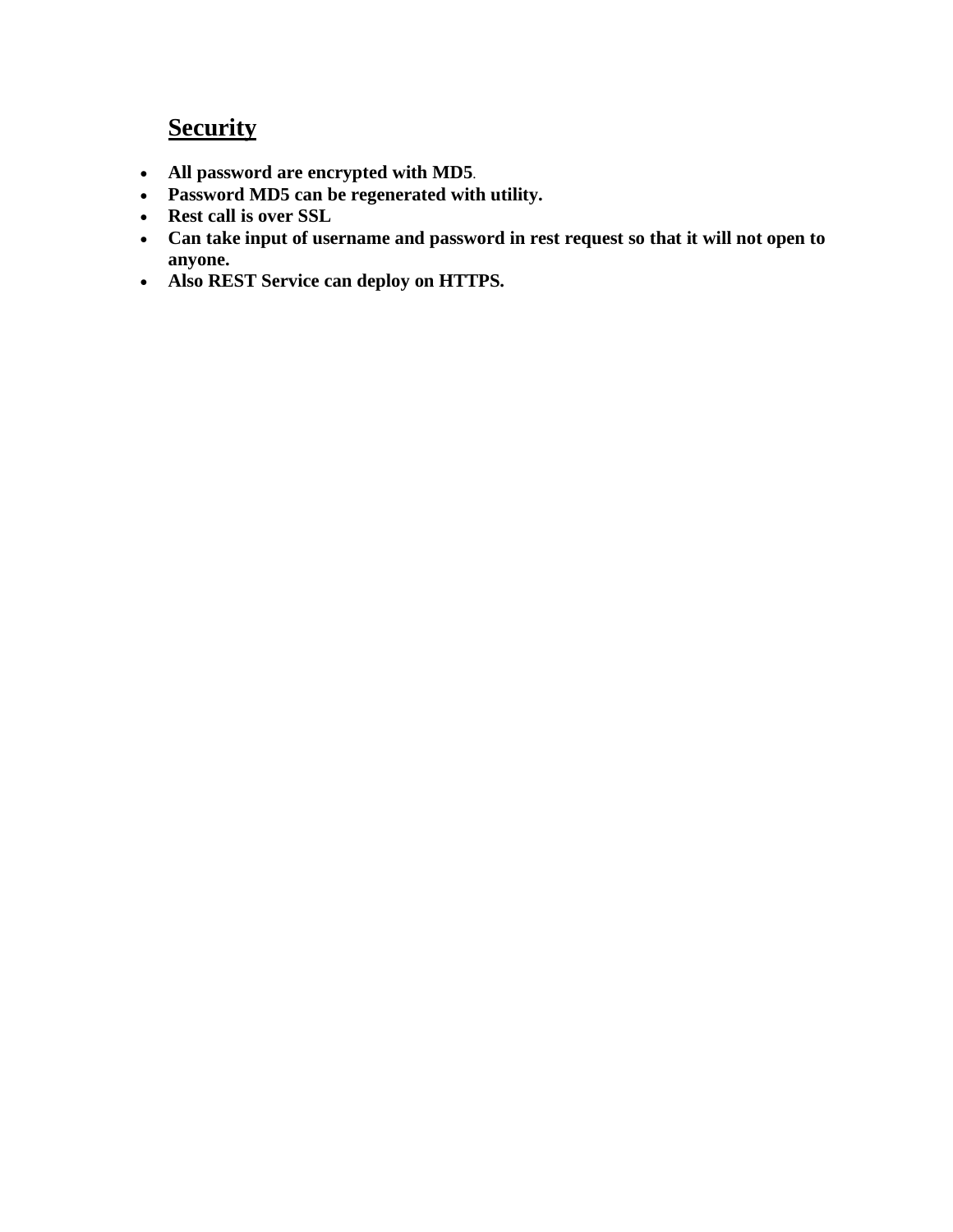## Security

- **All password are encrypted with MD5.**
- **Password MD5 can be regenerated with utility.**
- **Rest call is over SSL**
- **Can take input of username and password in rest request so that it will not open to anyone.**
- **Also REST Service can deploy on HTTPS.**